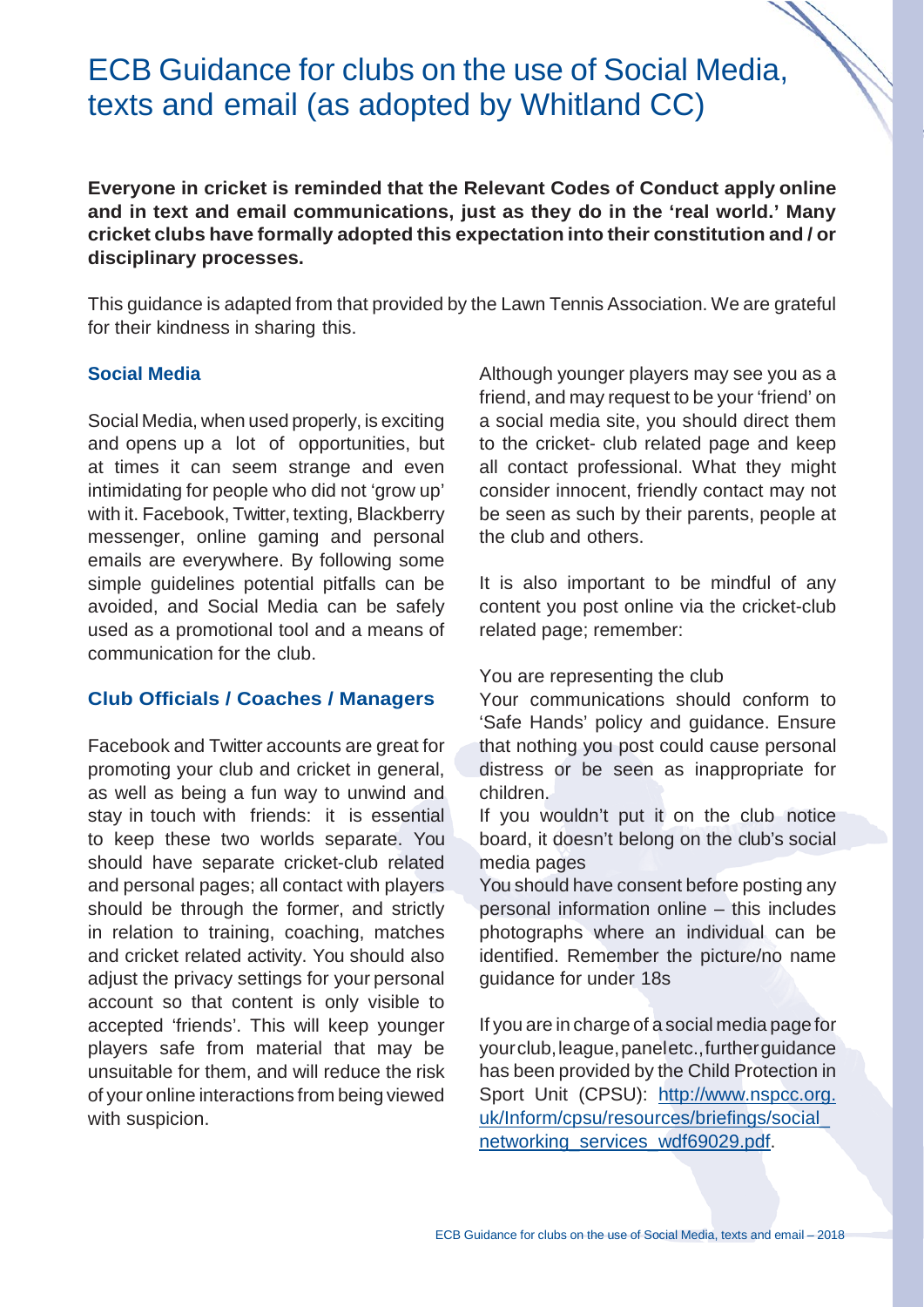# ECB Guidance for clubs on the use of Social Media, texts and email (as adopted by Whitland CC)

**Everyone in cricket is reminded that the Relevant Codes of Conduct apply online and in text and email communications, just as they do in the 'real world.' Many cricket clubs have formally adopted this expectation into their constitution and / or disciplinary processes.**

This guidance is adapted from that provided by the Lawn Tennis Association. We are grateful for their kindness in sharing this.

### Social Media

Social Media, when used properly, is exciting and opens up a lot of opportunities, but at times it can seem strange and even intimidating for people who did not 'grow up' with it. Facebook, Twitter, texting, Blackberry messenger, online gaming and personal emails are everywhere. By following some simple guidelines potential pitfalls can be avoided, and Social Media can be safely used as a promotional tool and a means of communication for the club.

### Club Officials / Coaches / Managers

Facebook and Twitter accounts are great for promoting your club and cricket in general, as well as being a fun way to unwind and stay in touch with friends: it is essential to keep these two worlds separate. You should have separate cricket-club related and personal pages; all contact with players should be through the former, and strictly in relation to training, coaching, matches and cricket related activity. You should also adjust the privacy settings for your personal account so that content is only visible to accepted 'friends'. This will keep younger players safe from material that may be unsuitable for them, and will reduce the risk of your online interactions from being viewed with suspicion.

Although younger players may see you as a friend, and may request to be your 'friend' on a social media site, you should direct them to the cricket- club related page and keep all contact professional. What they might consider innocent, friendly contact may not be seen as such by their parents, people at the club and others.

It is also important to be mindful of any content you post online via the cricket-club related page; remember:

You are representing the club

Your communications should conform to 'Safe Hands' policy and guidance. Ensure that nothing you post could cause personal distress or be seen as inappropriate for children.

If you wouldn't put it on the club notice board, it doesn't belong on the club's social media pages

You should have consent before posting any personal information online – this includes photographs where an individual can be identified. Remember the picture/no name guidance for under 18s

If you are in charge of a social media page for your club, league, panel etc., further guidance has been provided by the Child Protection in Sport Unit (CPSU): [http://www.nspcc.org.uk/Inform/cpsu/resources/briefings/social_networking_services_wdf69029.pdf](http://www.nspcc.org.uk/Inform/cpsu/resources/briefings/social_networking_services_wdf69029.pdf).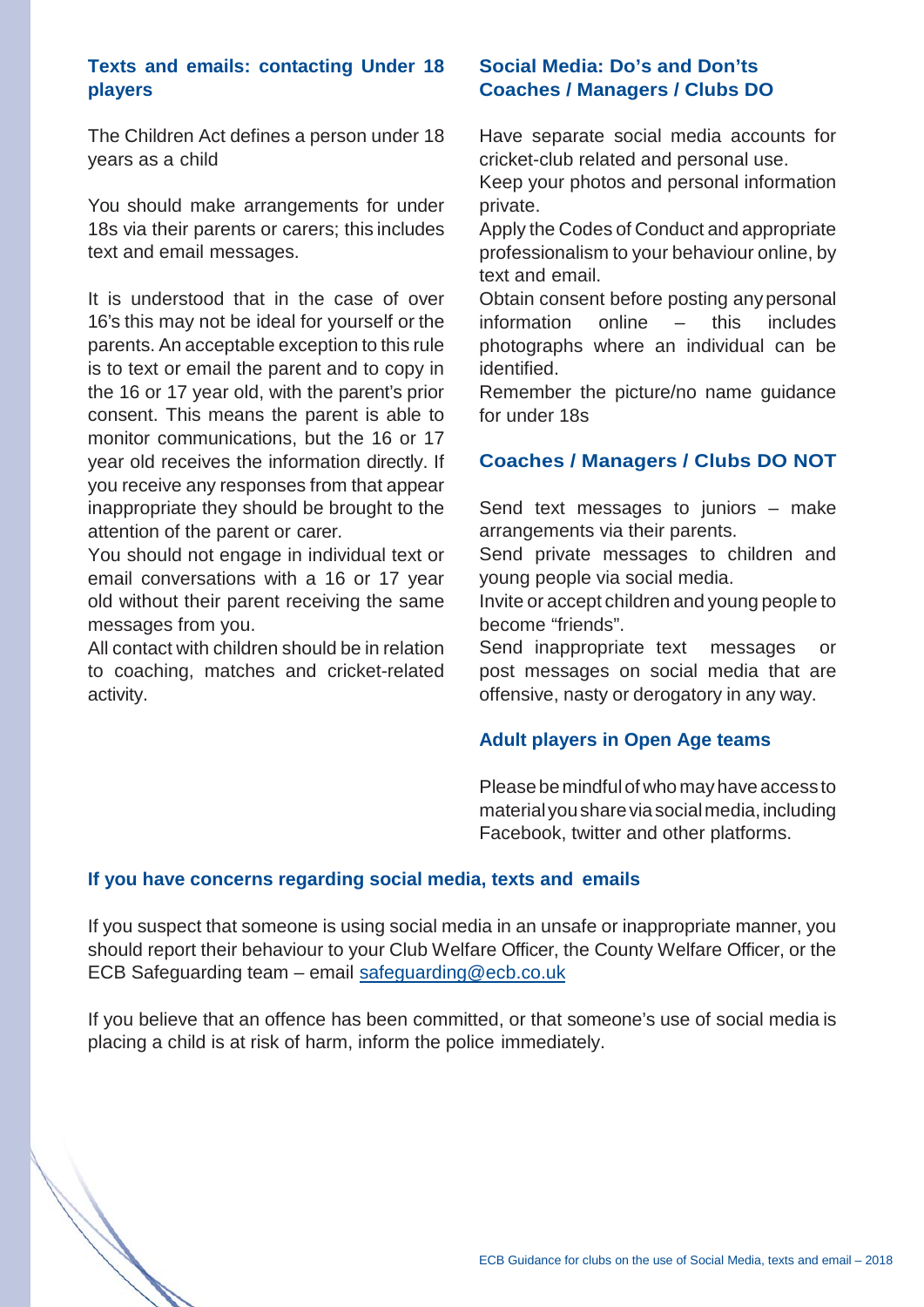### Texts and emails: contacting Under 18 players

The Children Act defines a person under 18 years as a child

You should make arrangements for under 18s via their parents or carers; this includes text and email messages.

It is understood that in the case of over 16's this may not be ideal for yourself or the parents. An acceptable exception to this rule is to text or email the parent and to copy in the 16 or 17 year old, with the parent's prior consent. This means the parent is able to monitor communications, but the 16 or 17 year old receives the information directly. If you receive any responses from that appear inappropriate they should be brought to the attention of the parent or carer.

You should not engage in individual text or email conversations with a 16 or 17 year old without their parent receiving the same messages from you.

All contact with children should be in relation to coaching, matches and cricket-related activity.

### Social Media: Do's and Don'ts
### Coaches / Managers / Clubs DO

Have separate social media accounts for cricket-club related and personal use.

Keep your photos and personal information private.

Apply the Codes of Conduct and appropriate professionalism to your behaviour online, by text and email.

Obtain consent before posting any personal information online – this includes photographs where an individual can be identified.

Remember the picture/no name guidance for under 18s

### Coaches / Managers / Clubs DO NOT

Send text messages to juniors – make arrangements via their parents.

Send private messages to children and young people via social media.

Invite or accept children and young people to become "friends".

Send inappropriate text messages or post messages on social media that are offensive, nasty or derogatory in any way.

### Adult players in Open Age teams

Please be mindful of who may have access to material you share via social media, including Facebook, twitter and other platforms.

### If you have concerns regarding social media, texts and emails

If you suspect that someone is using social media in an unsafe or inappropriate manner, you should report their behaviour to your Club Welfare Officer, the County Welfare Officer, or the ECB Safeguarding team – email safeguarding@ecb.co.uk

If you believe that an offence has been committed, or that someone's use of social media is placing a child is at risk of harm, inform the police immediately.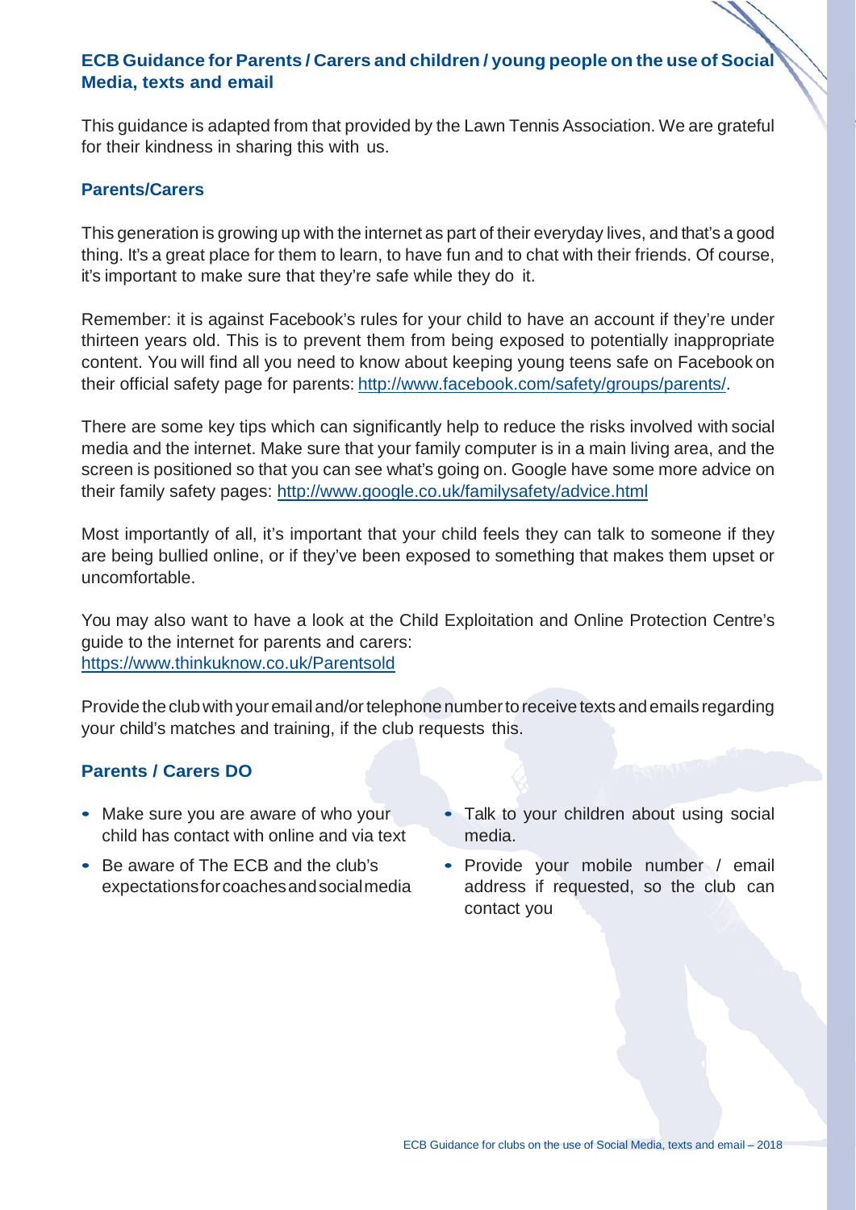## ECB Guidance for Parents / Carers and children / young people on the use of Social Media, texts and email

This guidance is adapted from that provided by the Lawn Tennis Association. We are grateful for their kindness in sharing this with us.

### Parents/Carers

This generation is growing up with the internet as part of their everyday lives, and that's a good thing. It's a great place for them to learn, to have fun and to chat with their friends. Of course, it's important to make sure that they're safe while they do it.

Remember: it is against Facebook's rules for your child to have an account if they're under thirteen years old. This is to prevent them from being exposed to potentially inappropriate content. You will find all you need to know about keeping young teens safe on Facebook on their official safety page for parents: http://www.facebook.com/safety/groups/parents/.

There are some key tips which can significantly help to reduce the risks involved with social media and the internet. Make sure that your family computer is in a main living area, and the screen is positioned so that you can see what's going on. Google have some more advice on their family safety pages: http://www.google.co.uk/familysafety/advice.html

Most importantly of all, it's important that your child feels they can talk to someone if they are being bullied online, or if they've been exposed to something that makes them upset or uncomfortable.

You may also want to have a look at the Child Exploitation and Online Protection Centre's guide to the internet for parents and carers: https://www.thinkuknow.co.uk/Parentsold

Provide the club with your email and/or telephone number to receive texts and emails regarding your child's matches and training, if the club requests this.

### Parents / Carers DO

- Make sure you are aware of who your child has contact with online and via text
- Be aware of The ECB and the club's expectations for coaches and social media
- Talk to your children about using social media.
- Provide your mobile number / email address if requested, so the club can contact you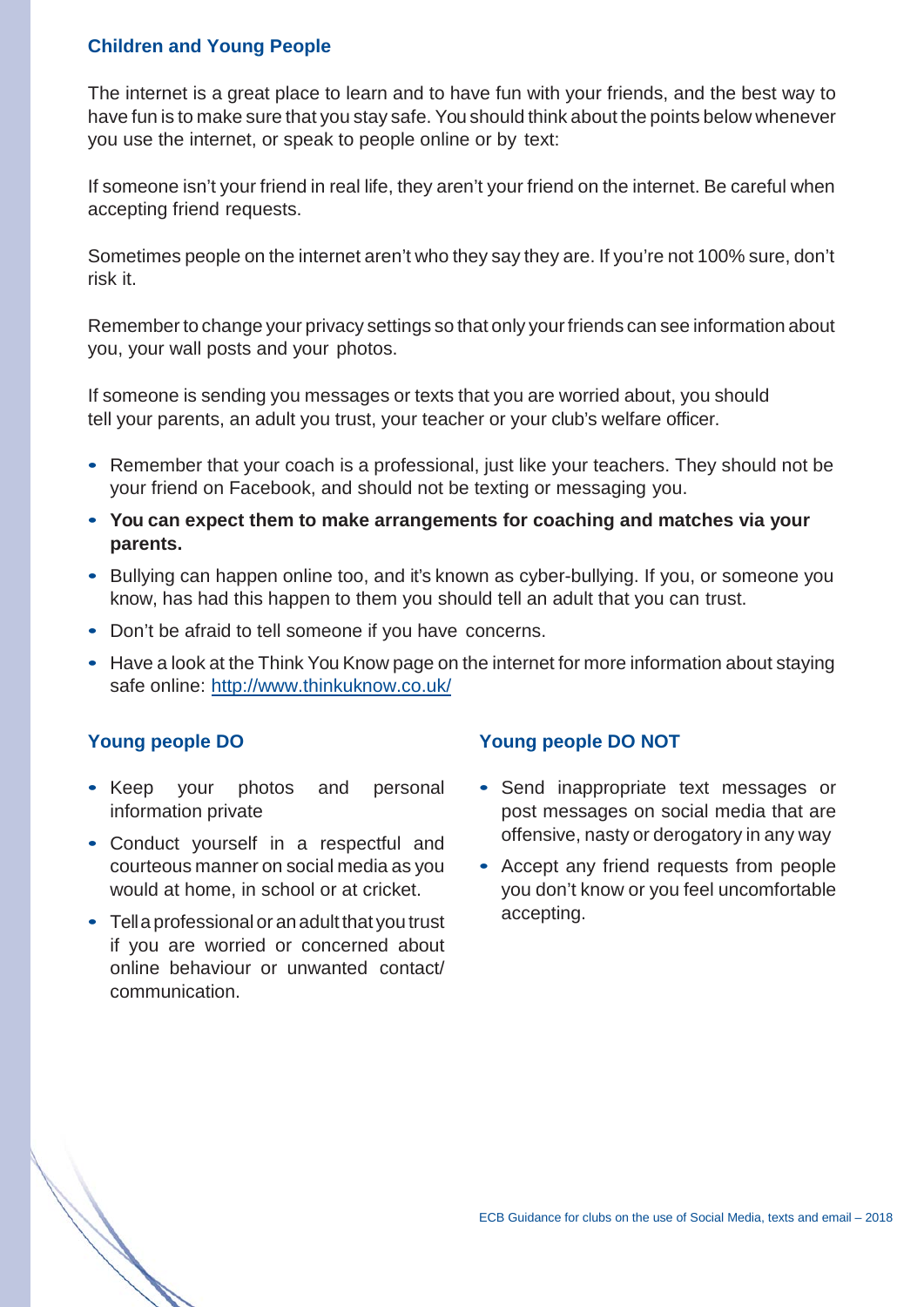## Children and Young People

The internet is a great place to learn and to have fun with your friends, and the best way to have fun is to make sure that you stay safe. You should think about the points below whenever you use the internet, or speak to people online or by text:

If someone isn't your friend in real life, they aren't your friend on the internet. Be careful when accepting friend requests.

Sometimes people on the internet aren't who they say they are. If you're not 100% sure, don't risk it.

Remember to change your privacy settings so that only your friends can see information about you, your wall posts and your photos.

If someone is sending you messages or texts that you are worried about, you should tell your parents, an adult you trust, your teacher or your club's welfare officer.

- Remember that your coach is a professional, just like your teachers. They should not be your friend on Facebook, and should not be texting or messaging you.
- **You can expect them to make arrangements for coaching and matches via your parents.**
- Bullying can happen online too, and it's known as cyber-bullying. If you, or someone you know, has had this happen to them you should tell an adult that you can trust.
- Don't be afraid to tell someone if you have concerns.
- Have a look at the Think You Know page on the internet for more information about staying safe online: http://www.thinkuknow.co.uk/

### Young people DO

- Keep your photos and personal information private
- Conduct yourself in a respectful and courteous manner on social media as you would at home, in school or at cricket.
- Tell a professional or an adult that you trust if you are worried or concerned about online behaviour or unwanted contact/ communication.

### Young people DO NOT

- Send inappropriate text messages or post messages on social media that are offensive, nasty or derogatory in any way
- Accept any friend requests from people you don't know or you feel uncomfortable accepting.